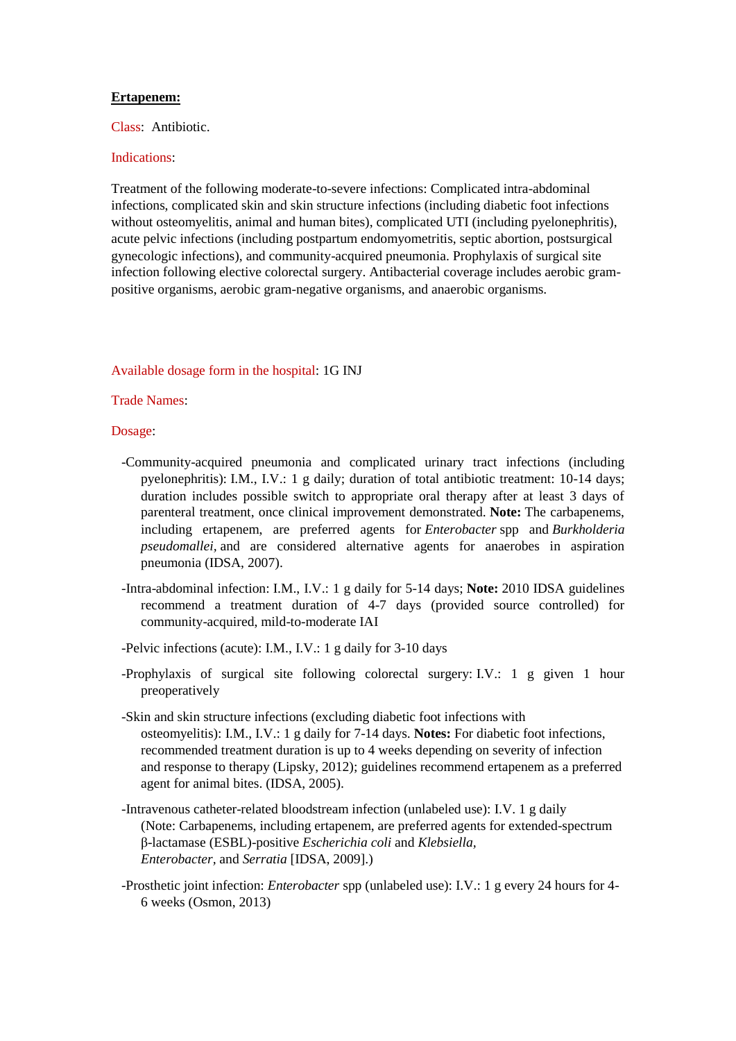**<u>Ertapenem:</u>**

Class: Antibiotic.

Indications:

Treatment of the following moderate-to-severe infections: Complicated intra-abdominal infections, complicated skin and skin structure infections (including diabetic foot infections without osteomyelitis, animal and human bites), complicated UTI (including pyelonephritis), acute pelvic infections (including postpartum endomyometritis, septic abortion, postsurgical gynecologic infections), and community-acquired pneumonia. Prophylaxis of surgical site infection following elective colorectal surgery. Antibacterial coverage includes aerobic gram-positive organisms, aerobic gram-negative organisms, and anaerobic organisms.

Available dosage form in the hospital: 1G INJ

Trade Names:

Dosage:

- -Community-acquired pneumonia and complicated urinary tract infections (including pyelonephritis): I.M., I.V.: 1 g daily; duration of total antibiotic treatment: 10-14 days; duration includes possible switch to appropriate oral therapy after at least 3 days of parenteral treatment, once clinical improvement demonstrated. **Note:** The carbapenems, including ertapenem, are preferred agents for *Enterobacter* spp and *Burkholderia pseudomallei,* and are considered alternative agents for anaerobes in aspiration pneumonia (IDSA, 2007).
- -Intra-abdominal infection: I.M., I.V.: 1 g daily for 5-14 days; **Note:** 2010 IDSA guidelines recommend a treatment duration of 4-7 days (provided source controlled) for community-acquired, mild-to-moderate IAI
- -Pelvic infections (acute): I.M., I.V.: 1 g daily for 3-10 days
- -Prophylaxis of surgical site following colorectal surgery: I.V.: 1 g given 1 hour preoperatively
- -Skin and skin structure infections (excluding diabetic foot infections with osteomyelitis): I.M., I.V.: 1 g daily for 7-14 days. **Notes:** For diabetic foot infections, recommended treatment duration is up to 4 weeks depending on severity of infection and response to therapy (Lipsky, 2012); guidelines recommend ertapenem as a preferred agent for animal bites. (IDSA, 2005).
- -Intravenous catheter-related bloodstream infection (unlabeled use): I.V. 1 g daily (Note: Carbapenems, including ertapenem, are preferred agents for extended-spectrum β-lactamase (ESBL)-positive *Escherichia coli* and *Klebsiella*, *Enterobacter*, and *Serratia* [IDSA, 2009].)
- -Prosthetic joint infection: *Enterobacter* spp (unlabeled use): I.V.: 1 g every 24 hours for 4-6 weeks (Osmon, 2013)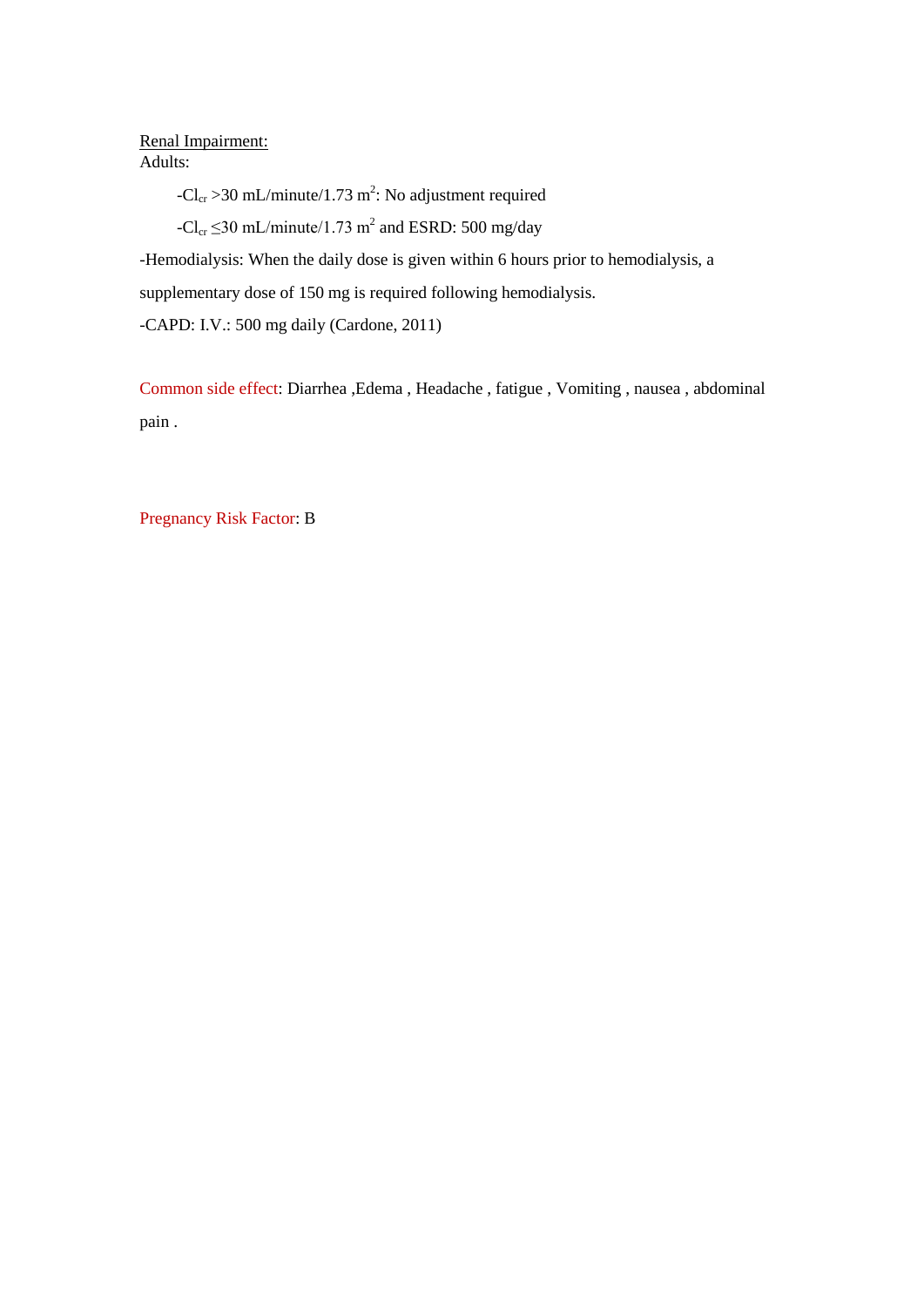Renal Impairment:

Adults:

- $Cl_{cr}$ >30 mL/minute/1.73 $m^2$: No adjustment required
- $Cl_{cr}$ ≤30 mL/minute/1.73 $m^2$ and ESRD: 500 mg/day

-Hemodialysis: When the daily dose is given within 6 hours prior to hemodialysis, a supplementary dose of 150 mg is required following hemodialysis.

-CAPD: I.V.: 500 mg daily (Cardone, 2011)

Common side effect: Diarrhea ,Edema , Headache , fatigue , Vomiting , nausea , abdominal pain .

Pregnancy Risk Factor: B